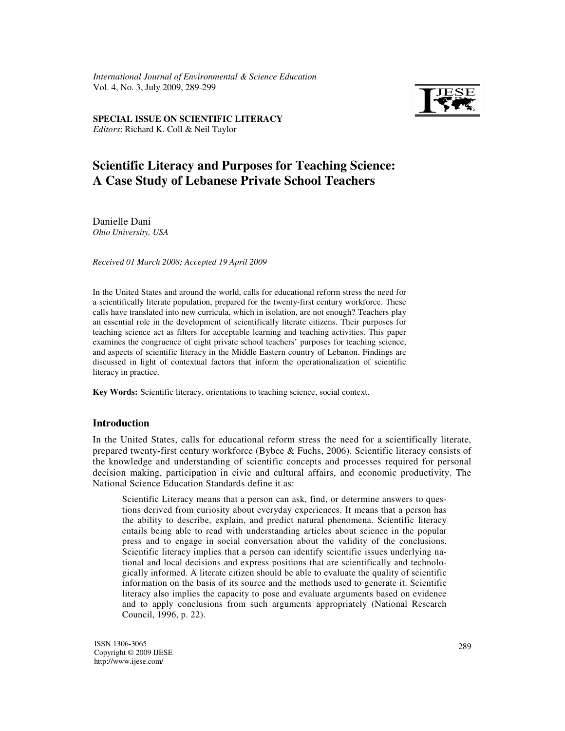*International Journal of Environmental & Science Education*
Vol. 4, No. 3, July 2009, 289-299

**SPECIAL ISSUE ON SCIENTIFIC LITERACY**
*Editors*: Richard K. Coll & Neil Taylor

# Scientific Literacy and Purposes for Teaching Science: A Case Study of Lebanese Private School Teachers

Danielle Dani
*Ohio University, USA*

*Received 01 March 2008; Accepted 19 April 2009*

In the United States and around the world, calls for educational reform stress the need for a scientifically literate population, prepared for the twenty-first century workforce. These calls have translated into new curricula, which in isolation, are not enough? Teachers play an essential role in the development of scientifically literate citizens. Their purposes for teaching science act as filters for acceptable learning and teaching activities. This paper examines the congruence of eight private school teachers' purposes for teaching science, and aspects of scientific literacy in the Middle Eastern country of Lebanon. Findings are discussed in light of contextual factors that inform the operationalization of scientific literacy in practice.

**Key Words:** Scientific literacy, orientations to teaching science, social context.

## Introduction

In the United States, calls for educational reform stress the need for a scientifically literate, prepared twenty-first century workforce (Bybee & Fuchs, 2006). Scientific literacy consists of the knowledge and understanding of scientific concepts and processes required for personal decision making, participation in civic and cultural affairs, and economic productivity. The National Science Education Standards define it as:

> Scientific Literacy means that a person can ask, find, or determine answers to questions derived from curiosity about everyday experiences. It means that a person has the ability to describe, explain, and predict natural phenomena. Scientific literacy entails being able to read with understanding articles about science in the popular press and to engage in social conversation about the validity of the conclusions. Scientific literacy implies that a person can identify scientific issues underlying national and local decisions and express positions that are scientifically and technologically informed. A literate citizen should be able to evaluate the quality of scientific information on the basis of its source and the methods used to generate it. Scientific literacy also implies the capacity to pose and evaluate arguments based on evidence and to apply conclusions from such arguments appropriately (National Research Council, 1996, p. 22).

ISSN 1306-3065
Copyright © 2009 IJESE
http://www.ijese.com/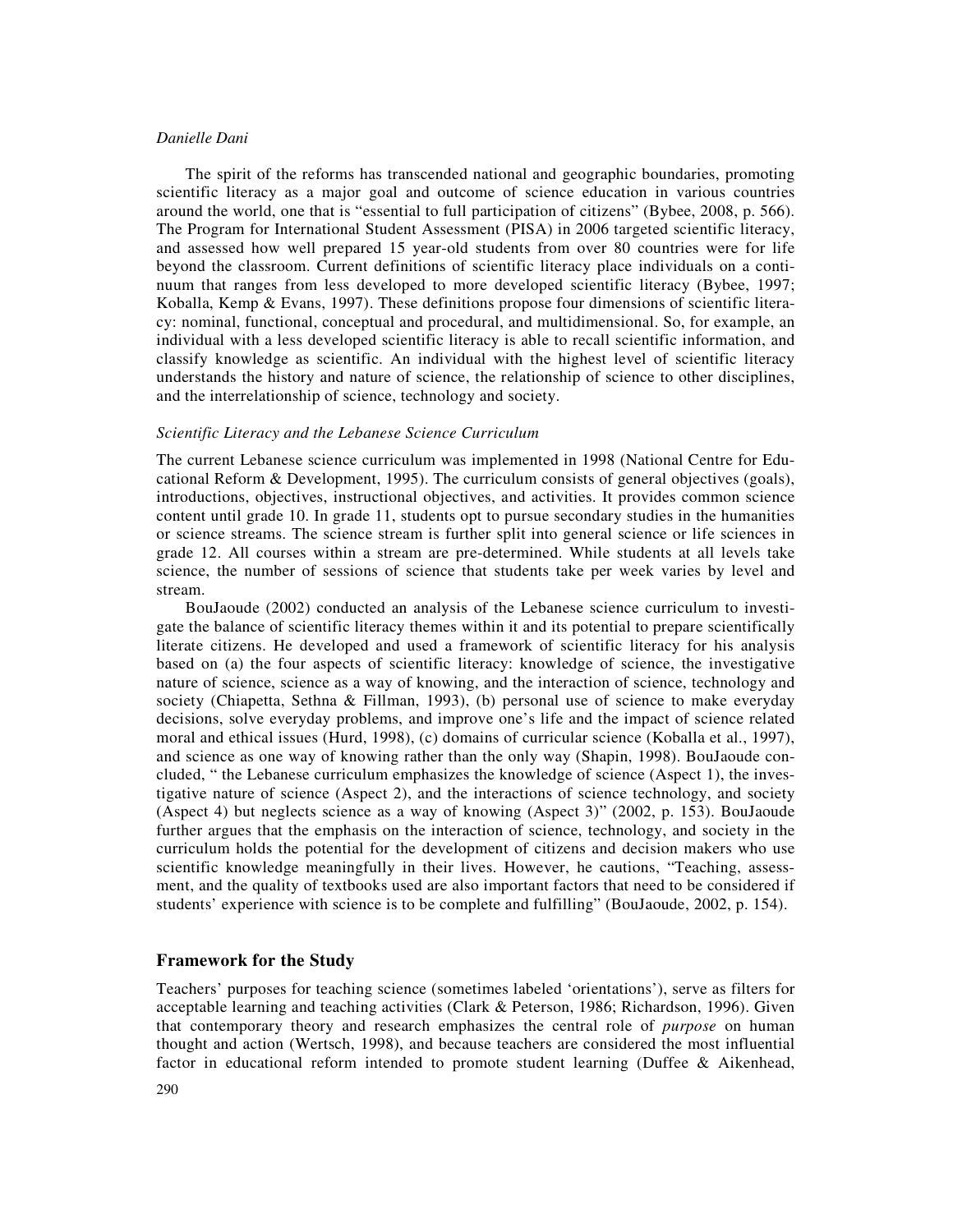The spirit of the reforms has transcended national and geographic boundaries, promoting scientific literacy as a major goal and outcome of science education in various countries around the world, one that is "essential to full participation of citizens" (Bybee, 2008, p. 566). The Program for International Student Assessment (PISA) in 2006 targeted scientific literacy, and assessed how well prepared 15 year-old students from over 80 countries were for life beyond the classroom. Current definitions of scientific literacy place individuals on a continuum that ranges from less developed to more developed scientific literacy (Bybee, 1997; Koballa, Kemp & Evans, 1997). These definitions propose four dimensions of scientific literacy: nominal, functional, conceptual and procedural, and multidimensional. So, for example, an individual with a less developed scientific literacy is able to recall scientific information, and classify knowledge as scientific. An individual with the highest level of scientific literacy understands the history and nature of science, the relationship of science to other disciplines, and the interrelationship of science, technology and society.

### *Scientific Literacy and the Lebanese Science Curriculum*

The current Lebanese science curriculum was implemented in 1998 (National Centre for Educational Reform & Development, 1995). The curriculum consists of general objectives (goals), introductions, objectives, instructional objectives, and activities. It provides common science content until grade 10. In grade 11, students opt to pursue secondary studies in the humanities or science streams. The science stream is further split into general science or life sciences in grade 12. All courses within a stream are pre-determined. While students at all levels take science, the number of sessions of science that students take per week varies by level and stream.

BouJaoude (2002) conducted an analysis of the Lebanese science curriculum to investigate the balance of scientific literacy themes within it and its potential to prepare scientifically literate citizens. He developed and used a framework of scientific literacy for his analysis based on (a) the four aspects of scientific literacy: knowledge of science, the investigative nature of science, science as a way of knowing, and the interaction of science, technology and society (Chiapetta, Sethna & Fillman, 1993), (b) personal use of science to make everyday decisions, solve everyday problems, and improve one's life and the impact of science related moral and ethical issues (Hurd, 1998), (c) domains of curricular science (Koballa et al., 1997), and science as one way of knowing rather than the only way (Shapin, 1998). BouJaoude concluded, " the Lebanese curriculum emphasizes the knowledge of science (Aspect 1), the investigative nature of science (Aspect 2), and the interactions of science technology, and society (Aspect 4) but neglects science as a way of knowing (Aspect 3)" (2002, p. 153). BouJaoude further argues that the emphasis on the interaction of science, technology, and society in the curriculum holds the potential for the development of citizens and decision makers who use scientific knowledge meaningfully in their lives. However, he cautions, "Teaching, assessment, and the quality of textbooks used are also important factors that need to be considered if students' experience with science is to be complete and fulfilling" (BouJaoude, 2002, p. 154).

## Framework for the Study

Teachers' purposes for teaching science (sometimes labeled 'orientations'), serve as filters for acceptable learning and teaching activities (Clark & Peterson, 1986; Richardson, 1996). Given that contemporary theory and research emphasizes the central role of *purpose* on human thought and action (Wertsch, 1998), and because teachers are considered the most influential factor in educational reform intended to promote student learning (Duffee & Aikenhead,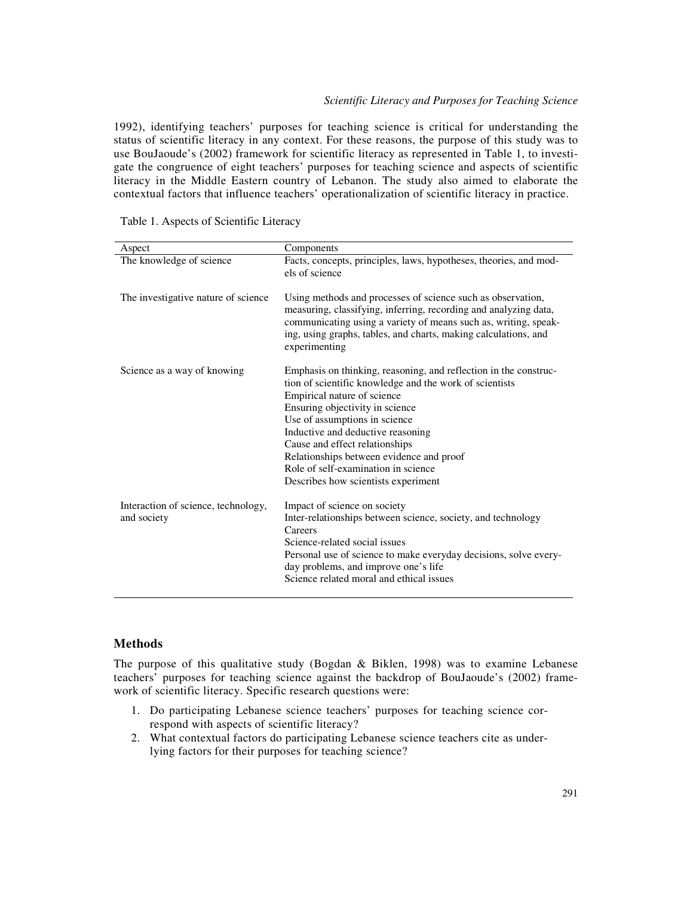1992), identifying teachers' purposes for teaching science is critical for understanding the status of scientific literacy in any context. For these reasons, the purpose of this study was to use BouJaoude's (2002) framework for scientific literacy as represented in Table 1, to investigate the congruence of eight teachers' purposes for teaching science and aspects of scientific literacy in the Middle Eastern country of Lebanon. The study also aimed to elaborate the contextual factors that influence teachers' operationalization of scientific literacy in practice.

Table 1. Aspects of Scientific Literacy

| Aspect | Components |
|---|---|
| The knowledge of science | Facts, concepts, principles, laws, hypotheses, theories, and models of science |
| The investigative nature of science | Using methods and processes of science such as observation, measuring, classifying, inferring, recording and analyzing data, communicating using a variety of means such as, writing, speaking, using graphs, tables, and charts, making calculations, and experimenting |
| Science as a way of knowing | Emphasis on thinking, reasoning, and reflection in the construction of scientific knowledge and the work of scientists<br>Empirical nature of science<br>Ensuring objectivity in science<br>Use of assumptions in science<br>Inductive and deductive reasoning<br>Cause and effect relationships<br>Relationships between evidence and proof<br>Role of self-examination in science<br>Describes how scientists experiment |
| Interaction of science, technology, and society | Impact of science on society<br>Inter-relationships between science, society, and technology<br>Careers<br>Science-related social issues<br>Personal use of science to make everyday decisions, solve everyday problems, and improve one's life<br>Science related moral and ethical issues |

## Methods

The purpose of this qualitative study (Bogdan & Biklen, 1998) was to examine Lebanese teachers' purposes for teaching science against the backdrop of BouJaoude's (2002) framework of scientific literacy. Specific research questions were:

1. Do participating Lebanese science teachers' purposes for teaching science correspond with aspects of scientific literacy?
2. What contextual factors do participating Lebanese science teachers cite as underlying factors for their purposes for teaching science?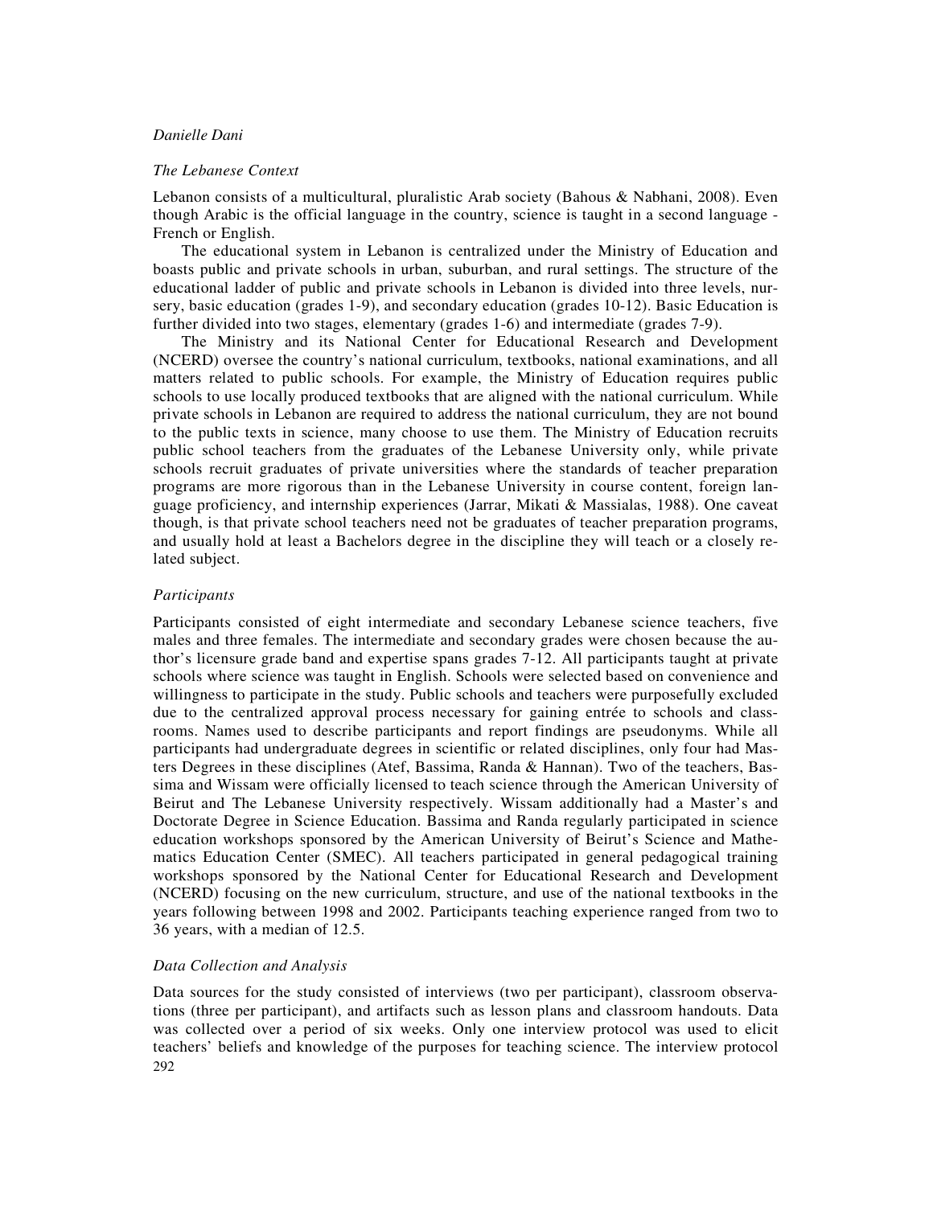### *The Lebanese Context*

Lebanon consists of a multicultural, pluralistic Arab society (Bahous & Nabhani, 2008). Even though Arabic is the official language in the country, science is taught in a second language - French or English.

The educational system in Lebanon is centralized under the Ministry of Education and boasts public and private schools in urban, suburban, and rural settings. The structure of the educational ladder of public and private schools in Lebanon is divided into three levels, nursery, basic education (grades 1-9), and secondary education (grades 10-12). Basic Education is further divided into two stages, elementary (grades 1-6) and intermediate (grades 7-9).

The Ministry and its National Center for Educational Research and Development (NCERD) oversee the country's national curriculum, textbooks, national examinations, and all matters related to public schools. For example, the Ministry of Education requires public schools to use locally produced textbooks that are aligned with the national curriculum. While private schools in Lebanon are required to address the national curriculum, they are not bound to the public texts in science, many choose to use them. The Ministry of Education recruits public school teachers from the graduates of the Lebanese University only, while private schools recruit graduates of private universities where the standards of teacher preparation programs are more rigorous than in the Lebanese University in course content, foreign language proficiency, and internship experiences (Jarrar, Mikati & Massialas, 1988). One caveat though, is that private school teachers need not be graduates of teacher preparation programs, and usually hold at least a Bachelors degree in the discipline they will teach or a closely related subject.

### *Participants*

Participants consisted of eight intermediate and secondary Lebanese science teachers, five males and three females. The intermediate and secondary grades were chosen because the author's licensure grade band and expertise spans grades 7-12. All participants taught at private schools where science was taught in English. Schools were selected based on convenience and willingness to participate in the study. Public schools and teachers were purposefully excluded due to the centralized approval process necessary for gaining entrée to schools and classrooms. Names used to describe participants and report findings are pseudonyms. While all participants had undergraduate degrees in scientific or related disciplines, only four had Masters Degrees in these disciplines (Atef, Bassima, Randa & Hannan). Two of the teachers, Bassima and Wissam were officially licensed to teach science through the American University of Beirut and The Lebanese University respectively. Wissam additionally had a Master's and Doctorate Degree in Science Education. Bassima and Randa regularly participated in science education workshops sponsored by the American University of Beirut's Science and Mathematics Education Center (SMEC). All teachers participated in general pedagogical training workshops sponsored by the National Center for Educational Research and Development (NCERD) focusing on the new curriculum, structure, and use of the national textbooks in the years following between 1998 and 2002. Participants teaching experience ranged from two to 36 years, with a median of 12.5.

### *Data Collection and Analysis*

Data sources for the study consisted of interviews (two per participant), classroom observations (three per participant), and artifacts such as lesson plans and classroom handouts. Data was collected over a period of six weeks. Only one interview protocol was used to elicit teachers' beliefs and knowledge of the purposes for teaching science. The interview protocol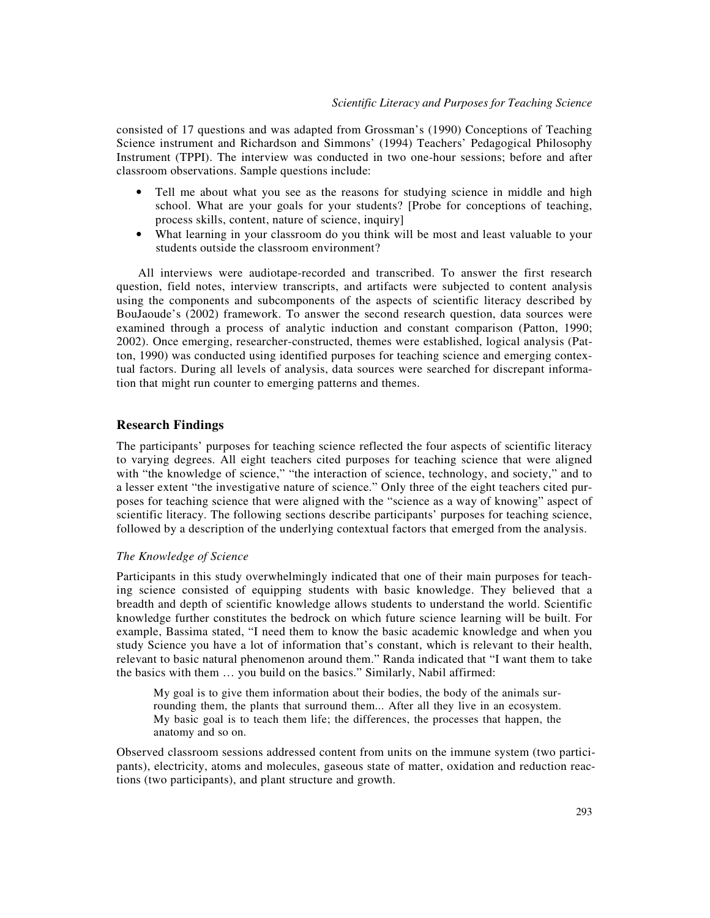consisted of 17 questions and was adapted from Grossman's (1990) Conceptions of Teaching Science instrument and Richardson and Simmons' (1994) Teachers' Pedagogical Philosophy Instrument (TPPI). The interview was conducted in two one-hour sessions; before and after classroom observations. Sample questions include:

- Tell me about what you see as the reasons for studying science in middle and high school. What are your goals for your students? [Probe for conceptions of teaching, process skills, content, nature of science, inquiry]
- What learning in your classroom do you think will be most and least valuable to your students outside the classroom environment?

All interviews were audiotape-recorded and transcribed. To answer the first research question, field notes, interview transcripts, and artifacts were subjected to content analysis using the components and subcomponents of the aspects of scientific literacy described by BouJaoude's (2002) framework. To answer the second research question, data sources were examined through a process of analytic induction and constant comparison (Patton, 1990; 2002). Once emerging, researcher-constructed, themes were established, logical analysis (Patton, 1990) was conducted using identified purposes for teaching science and emerging contextual factors. During all levels of analysis, data sources were searched for discrepant information that might run counter to emerging patterns and themes.

## Research Findings

The participants' purposes for teaching science reflected the four aspects of scientific literacy to varying degrees. All eight teachers cited purposes for teaching science that were aligned with "the knowledge of science," "the interaction of science, technology, and society," and to a lesser extent "the investigative nature of science." Only three of the eight teachers cited purposes for teaching science that were aligned with the "science as a way of knowing" aspect of scientific literacy. The following sections describe participants' purposes for teaching science, followed by a description of the underlying contextual factors that emerged from the analysis.

### *The Knowledge of Science*

Participants in this study overwhelmingly indicated that one of their main purposes for teaching science consisted of equipping students with basic knowledge. They believed that a breadth and depth of scientific knowledge allows students to understand the world. Scientific knowledge further constitutes the bedrock on which future science learning will be built. For example, Bassima stated, "I need them to know the basic academic knowledge and when you study Science you have a lot of information that's constant, which is relevant to their health, relevant to basic natural phenomenon around them." Randa indicated that "I want them to take the basics with them … you build on the basics." Similarly, Nabil affirmed:

> My goal is to give them information about their bodies, the body of the animals surrounding them, the plants that surround them... After all they live in an ecosystem. My basic goal is to teach them life; the differences, the processes that happen, the anatomy and so on.

Observed classroom sessions addressed content from units on the immune system (two participants), electricity, atoms and molecules, gaseous state of matter, oxidation and reduction reactions (two participants), and plant structure and growth.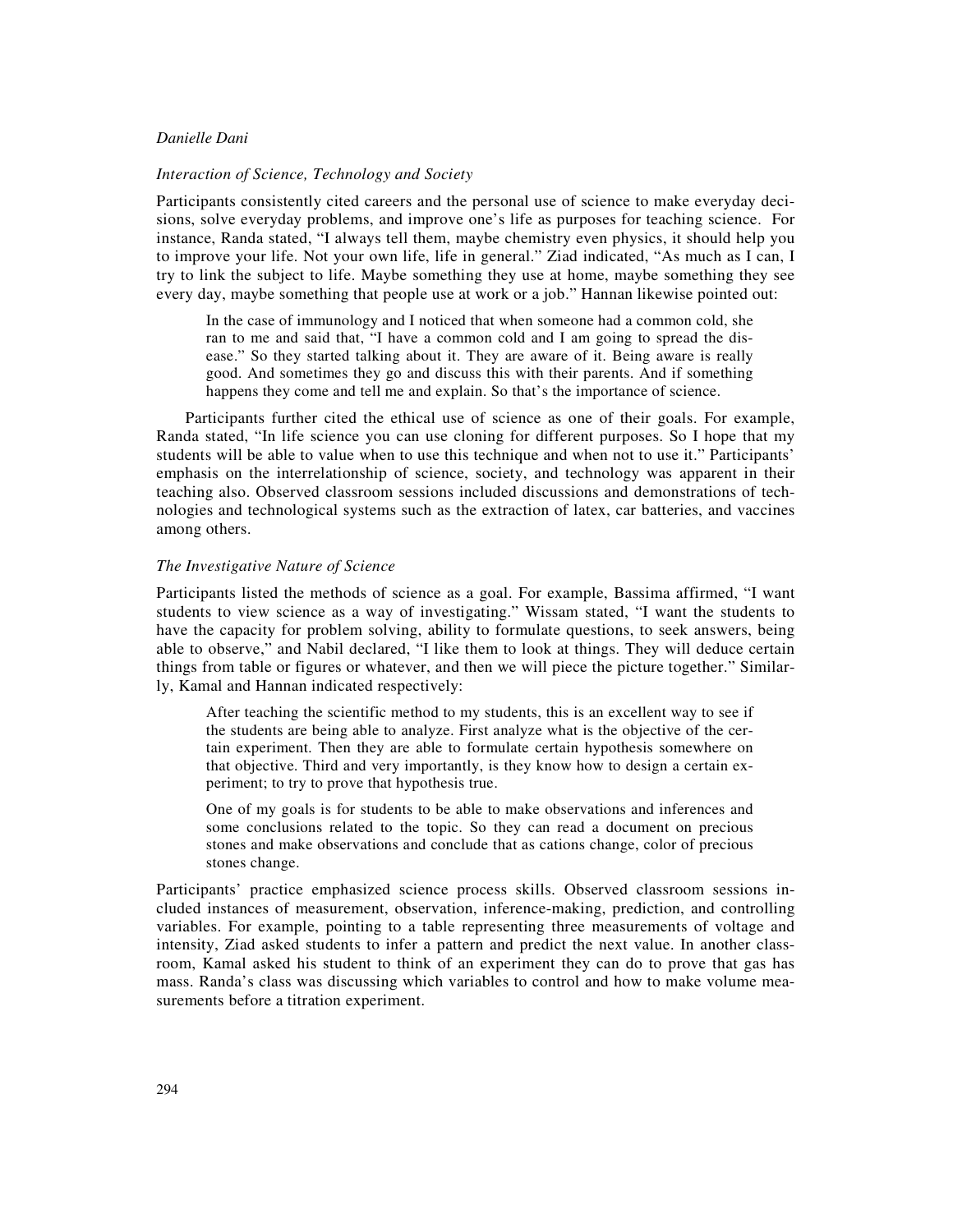### *Interaction of Science, Technology and Society*

Participants consistently cited careers and the personal use of science to make everyday decisions, solve everyday problems, and improve one's life as purposes for teaching science. For instance, Randa stated, "I always tell them, maybe chemistry even physics, it should help you to improve your life. Not your own life, life in general." Ziad indicated, "As much as I can, I try to link the subject to life. Maybe something they use at home, maybe something they see every day, maybe something that people use at work or a job." Hannan likewise pointed out:

> In the case of immunology and I noticed that when someone had a common cold, she ran to me and said that, "I have a common cold and I am going to spread the disease." So they started talking about it. They are aware of it. Being aware is really good. And sometimes they go and discuss this with their parents. And if something happens they come and tell me and explain. So that's the importance of science.

Participants further cited the ethical use of science as one of their goals. For example, Randa stated, "In life science you can use cloning for different purposes. So I hope that my students will be able to value when to use this technique and when not to use it." Participants' emphasis on the interrelationship of science, society, and technology was apparent in their teaching also. Observed classroom sessions included discussions and demonstrations of technologies and technological systems such as the extraction of latex, car batteries, and vaccines among others.

### *The Investigative Nature of Science*

Participants listed the methods of science as a goal. For example, Bassima affirmed, "I want students to view science as a way of investigating." Wissam stated, "I want the students to have the capacity for problem solving, ability to formulate questions, to seek answers, being able to observe," and Nabil declared, "I like them to look at things. They will deduce certain things from table or figures or whatever, and then we will piece the picture together." Similarly, Kamal and Hannan indicated respectively:

> After teaching the scientific method to my students, this is an excellent way to see if the students are being able to analyze. First analyze what is the objective of the certain experiment. Then they are able to formulate certain hypothesis somewhere on that objective. Third and very importantly, is they know how to design a certain experiment; to try to prove that hypothesis true.
>
> One of my goals is for students to be able to make observations and inferences and some conclusions related to the topic. So they can read a document on precious stones and make observations and conclude that as cations change, color of precious stones change.

Participants' practice emphasized science process skills. Observed classroom sessions included instances of measurement, observation, inference-making, prediction, and controlling variables. For example, pointing to a table representing three measurements of voltage and intensity, Ziad asked students to infer a pattern and predict the next value. In another classroom, Kamal asked his student to think of an experiment they can do to prove that gas has mass. Randa's class was discussing which variables to control and how to make volume measurements before a titration experiment.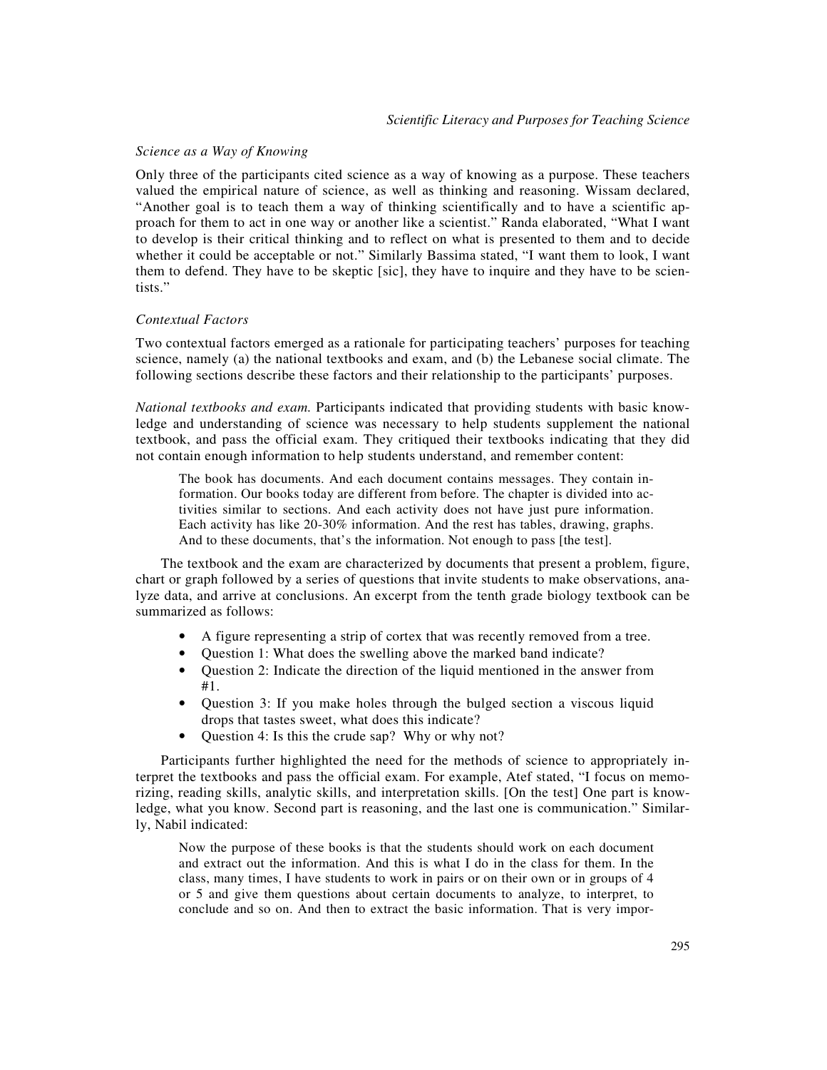### *Science as a Way of Knowing*

Only three of the participants cited science as a way of knowing as a purpose. These teachers valued the empirical nature of science, as well as thinking and reasoning. Wissam declared, "Another goal is to teach them a way of thinking scientifically and to have a scientific approach for them to act in one way or another like a scientist." Randa elaborated, "What I want to develop is their critical thinking and to reflect on what is presented to them and to decide whether it could be acceptable or not." Similarly Bassima stated, "I want them to look, I want them to defend. They have to be skeptic [sic], they have to inquire and they have to be scientists."

### *Contextual Factors*

Two contextual factors emerged as a rationale for participating teachers' purposes for teaching science, namely (a) the national textbooks and exam, and (b) the Lebanese social climate. The following sections describe these factors and their relationship to the participants' purposes.

*National textbooks and exam.* Participants indicated that providing students with basic knowledge and understanding of science was necessary to help students supplement the national textbook, and pass the official exam. They critiqued their textbooks indicating that they did not contain enough information to help students understand, and remember content:

> The book has documents. And each document contains messages. They contain information. Our books today are different from before. The chapter is divided into activities similar to sections. And each activity does not have just pure information. Each activity has like 20-30% information. And the rest has tables, drawing, graphs. And to these documents, that's the information. Not enough to pass [the test].

The textbook and the exam are characterized by documents that present a problem, figure, chart or graph followed by a series of questions that invite students to make observations, analyze data, and arrive at conclusions. An excerpt from the tenth grade biology textbook can be summarized as follows:

- A figure representing a strip of cortex that was recently removed from a tree.
- Question 1: What does the swelling above the marked band indicate?
- Question 2: Indicate the direction of the liquid mentioned in the answer from #1.
- Question 3: If you make holes through the bulged section a viscous liquid drops that tastes sweet, what does this indicate?
- Question 4: Is this the crude sap? Why or why not?

Participants further highlighted the need for the methods of science to appropriately interpret the textbooks and pass the official exam. For example, Atef stated, "I focus on memorizing, reading skills, analytic skills, and interpretation skills. [On the test] One part is knowledge, what you know. Second part is reasoning, and the last one is communication." Similarly, Nabil indicated:

> Now the purpose of these books is that the students should work on each document and extract out the information. And this is what I do in the class for them. In the class, many times, I have students to work in pairs or on their own or in groups of 4 or 5 and give them questions about certain documents to analyze, to interpret, to conclude and so on. And then to extract the basic information. That is very impor-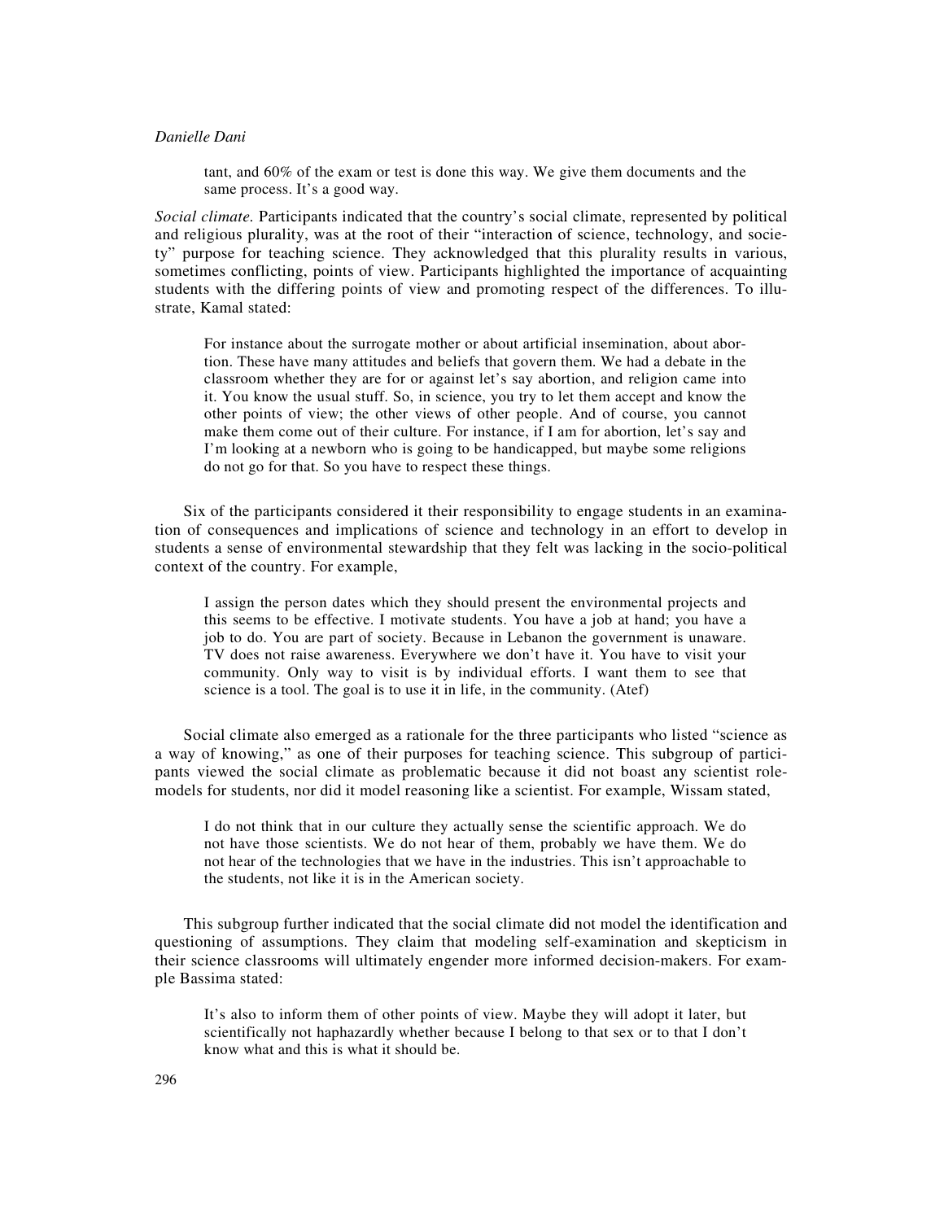> tant, and 60% of the exam or test is done this way. We give them documents and the same process. It's a good way.

*Social climate.* Participants indicated that the country's social climate, represented by political and religious plurality, was at the root of their "interaction of science, technology, and society" purpose for teaching science. They acknowledged that this plurality results in various, sometimes conflicting, points of view. Participants highlighted the importance of acquainting students with the differing points of view and promoting respect of the differences. To illustrate, Kamal stated:

> For instance about the surrogate mother or about artificial insemination, about abortion. These have many attitudes and beliefs that govern them. We had a debate in the classroom whether they are for or against let's say abortion, and religion came into it. You know the usual stuff. So, in science, you try to let them accept and know the other points of view; the other views of other people. And of course, you cannot make them come out of their culture. For instance, if I am for abortion, let's say and I'm looking at a newborn who is going to be handicapped, but maybe some religions do not go for that. So you have to respect these things.

Six of the participants considered it their responsibility to engage students in an examination of consequences and implications of science and technology in an effort to develop in students a sense of environmental stewardship that they felt was lacking in the socio-political context of the country. For example,

> I assign the person dates which they should present the environmental projects and this seems to be effective. I motivate students. You have a job at hand; you have a job to do. You are part of society. Because in Lebanon the government is unaware. TV does not raise awareness. Everywhere we don't have it. You have to visit your community. Only way to visit is by individual efforts. I want them to see that science is a tool. The goal is to use it in life, in the community. (Atef)

Social climate also emerged as a rationale for the three participants who listed "science as a way of knowing," as one of their purposes for teaching science. This subgroup of participants viewed the social climate as problematic because it did not boast any scientist role-models for students, nor did it model reasoning like a scientist. For example, Wissam stated,

> I do not think that in our culture they actually sense the scientific approach. We do not have those scientists. We do not hear of them, probably we have them. We do not hear of the technologies that we have in the industries. This isn't approachable to the students, not like it is in the American society.

This subgroup further indicated that the social climate did not model the identification and questioning of assumptions. They claim that modeling self-examination and skepticism in their science classrooms will ultimately engender more informed decision-makers. For example Bassima stated:

> It's also to inform them of other points of view. Maybe they will adopt it later, but scientifically not haphazardly whether because I belong to that sex or to that I don't know what and this is what it should be.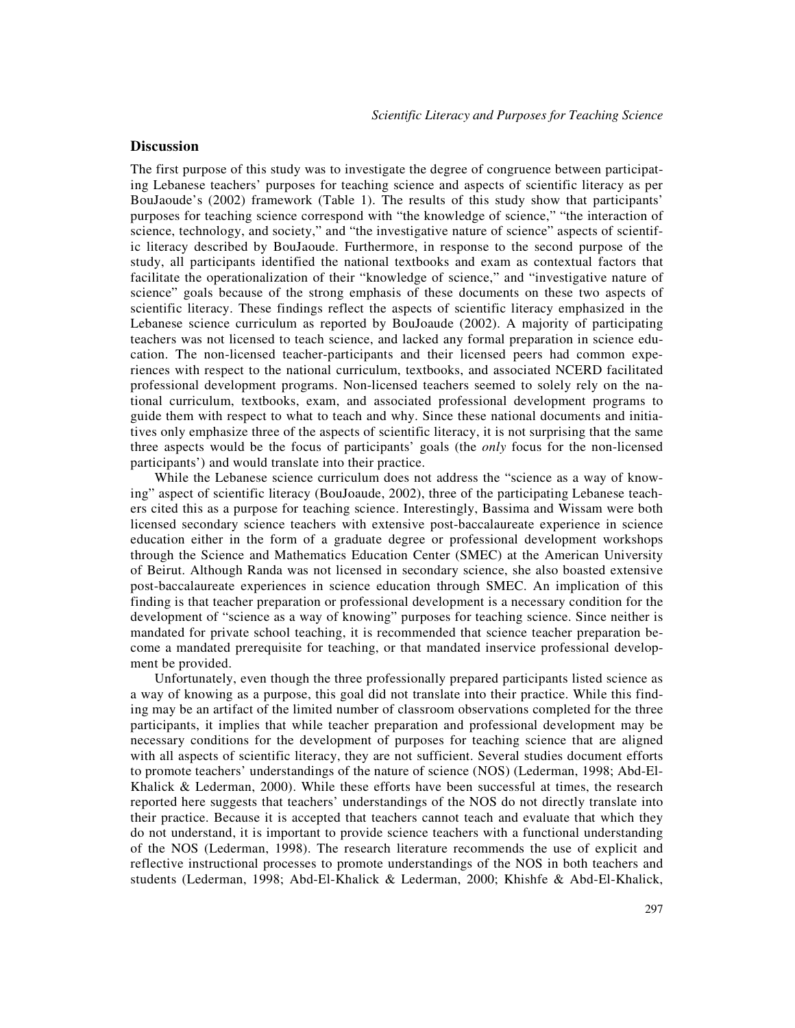## Discussion

The first purpose of this study was to investigate the degree of congruence between participating Lebanese teachers' purposes for teaching science and aspects of scientific literacy as per BouJaoude's (2002) framework (Table 1). The results of this study show that participants' purposes for teaching science correspond with "the knowledge of science," "the interaction of science, technology, and society," and "the investigative nature of science" aspects of scientific literacy described by BouJaoude. Furthermore, in response to the second purpose of the study, all participants identified the national textbooks and exam as contextual factors that facilitate the operationalization of their "knowledge of science," and "investigative nature of science" goals because of the strong emphasis of these documents on these two aspects of scientific literacy. These findings reflect the aspects of scientific literacy emphasized in the Lebanese science curriculum as reported by BouJoaude (2002). A majority of participating teachers was not licensed to teach science, and lacked any formal preparation in science education. The non-licensed teacher-participants and their licensed peers had common experiences with respect to the national curriculum, textbooks, and associated NCERD facilitated professional development programs. Non-licensed teachers seemed to solely rely on the national curriculum, textbooks, exam, and associated professional development programs to guide them with respect to what to teach and why. Since these national documents and initiatives only emphasize three of the aspects of scientific literacy, it is not surprising that the same three aspects would be the focus of participants' goals (the *only* focus for the non-licensed participants') and would translate into their practice.

While the Lebanese science curriculum does not address the "science as a way of knowing" aspect of scientific literacy (BouJoaude, 2002), three of the participating Lebanese teachers cited this as a purpose for teaching science. Interestingly, Bassima and Wissam were both licensed secondary science teachers with extensive post-baccalaureate experience in science education either in the form of a graduate degree or professional development workshops through the Science and Mathematics Education Center (SMEC) at the American University of Beirut. Although Randa was not licensed in secondary science, she also boasted extensive post-baccalaureate experiences in science education through SMEC. An implication of this finding is that teacher preparation or professional development is a necessary condition for the development of "science as a way of knowing" purposes for teaching science. Since neither is mandated for private school teaching, it is recommended that science teacher preparation become a mandated prerequisite for teaching, or that mandated inservice professional development be provided.

Unfortunately, even though the three professionally prepared participants listed science as a way of knowing as a purpose, this goal did not translate into their practice. While this finding may be an artifact of the limited number of classroom observations completed for the three participants, it implies that while teacher preparation and professional development may be necessary conditions for the development of purposes for teaching science that are aligned with all aspects of scientific literacy, they are not sufficient. Several studies document efforts to promote teachers' understandings of the nature of science (NOS) (Lederman, 1998; Abd-El-Khalick & Lederman, 2000). While these efforts have been successful at times, the research reported here suggests that teachers' understandings of the NOS do not directly translate into their practice. Because it is accepted that teachers cannot teach and evaluate that which they do not understand, it is important to provide science teachers with a functional understanding of the NOS (Lederman, 1998). The research literature recommends the use of explicit and reflective instructional processes to promote understandings of the NOS in both teachers and students (Lederman, 1998; Abd-El-Khalick & Lederman, 2000; Khishfe & Abd-El-Khalick,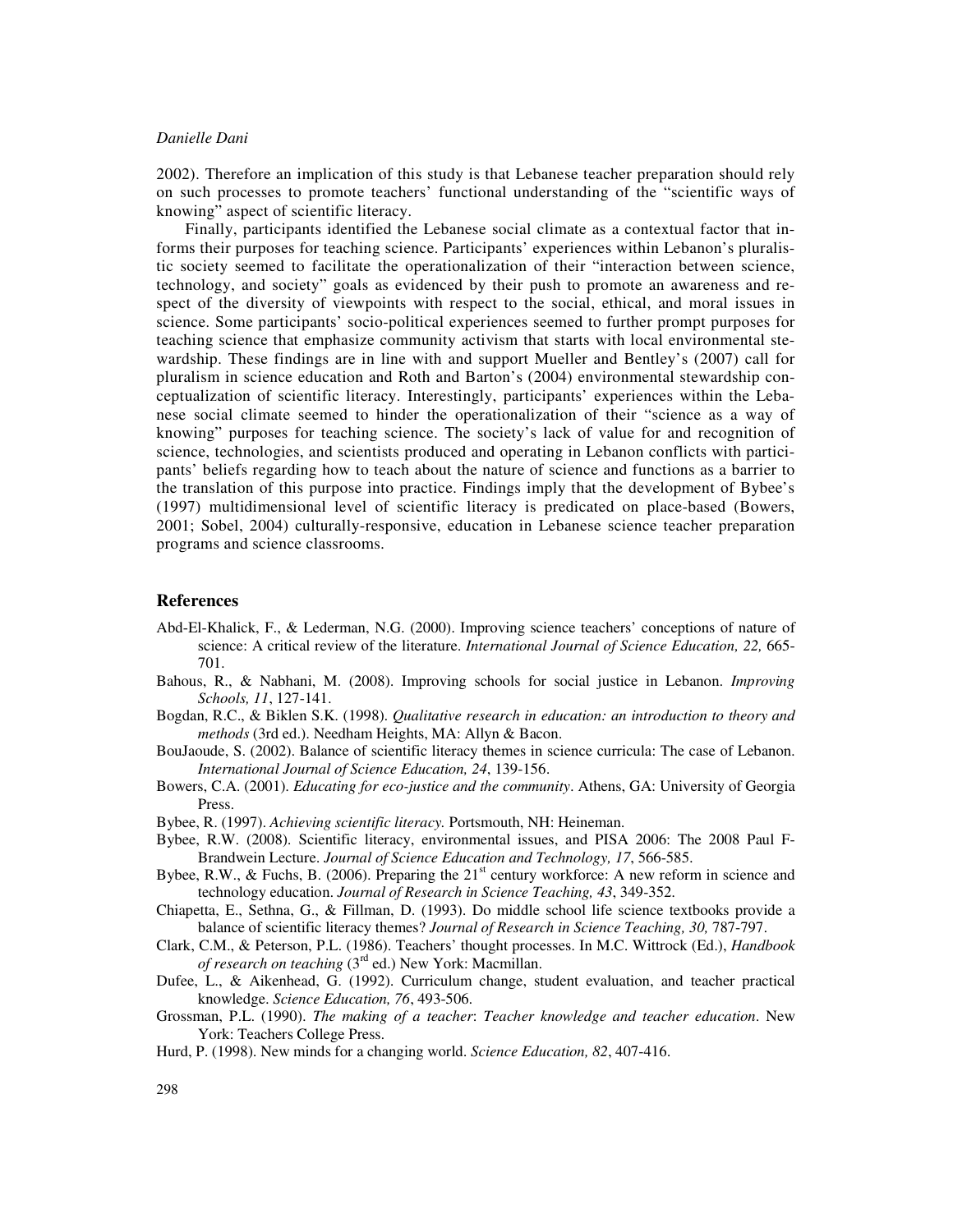2002). Therefore an implication of this study is that Lebanese teacher preparation should rely on such processes to promote teachers' functional understanding of the "scientific ways of knowing" aspect of scientific literacy.

Finally, participants identified the Lebanese social climate as a contextual factor that informs their purposes for teaching science. Participants' experiences within Lebanon's pluralistic society seemed to facilitate the operationalization of their "interaction between science, technology, and society" goals as evidenced by their push to promote an awareness and respect of the diversity of viewpoints with respect to the social, ethical, and moral issues in science. Some participants' socio-political experiences seemed to further prompt purposes for teaching science that emphasize community activism that starts with local environmental stewardship. These findings are in line with and support Mueller and Bentley's (2007) call for pluralism in science education and Roth and Barton's (2004) environmental stewardship conceptualization of scientific literacy. Interestingly, participants' experiences within the Lebanese social climate seemed to hinder the operationalization of their "science as a way of knowing" purposes for teaching science. The society's lack of value for and recognition of science, technologies, and scientists produced and operating in Lebanon conflicts with participants' beliefs regarding how to teach about the nature of science and functions as a barrier to the translation of this purpose into practice. Findings imply that the development of Bybee's (1997) multidimensional level of scientific literacy is predicated on place-based (Bowers, 2001; Sobel, 2004) culturally-responsive, education in Lebanese science teacher preparation programs and science classrooms.

## References

Abd-El-Khalick, F., & Lederman, N.G. (2000). Improving science teachers' conceptions of nature of science: A critical review of the literature. *International Journal of Science Education, 22,* 665-701.

Bahous, R., & Nabhani, M. (2008). Improving schools for social justice in Lebanon. *Improving Schools, 11*, 127-141.

Bogdan, R.C., & Biklen S.K. (1998). *Qualitative research in education: an introduction to theory and methods* (3rd ed.). Needham Heights, MA: Allyn & Bacon.

BouJaoude, S. (2002). Balance of scientific literacy themes in science curricula: The case of Lebanon. *International Journal of Science Education, 24*, 139-156.

Bowers, C.A. (2001). *Educating for eco-justice and the community*. Athens, GA: University of Georgia Press.

Bybee, R. (1997). *Achieving scientific literacy.* Portsmouth, NH: Heineman.

Bybee, R.W. (2008). Scientific literacy, environmental issues, and PISA 2006: The 2008 Paul F-Brandwein Lecture. *Journal of Science Education and Technology, 17*, 566-585.

Bybee, R.W., & Fuchs, B. (2006). Preparing the 21st century workforce: A new reform in science and technology education. *Journal of Research in Science Teaching, 43*, 349-352.

Chiapetta, E., Sethna, G., & Fillman, D. (1993). Do middle school life science textbooks provide a balance of scientific literacy themes? *Journal of Research in Science Teaching, 30,* 787-797.

Clark, C.M., & Peterson, P.L. (1986). Teachers' thought processes. In M.C. Wittrock (Ed.), *Handbook of research on teaching* (3rd ed.) New York: Macmillan.

Dufee, L., & Aikenhead, G. (1992). Curriculum change, student evaluation, and teacher practical knowledge. *Science Education, 76*, 493-506.

Grossman, P.L. (1990). *The making of a teacher*: *Teacher knowledge and teacher education*. New York: Teachers College Press.

Hurd, P. (1998). New minds for a changing world. *Science Education, 82*, 407-416.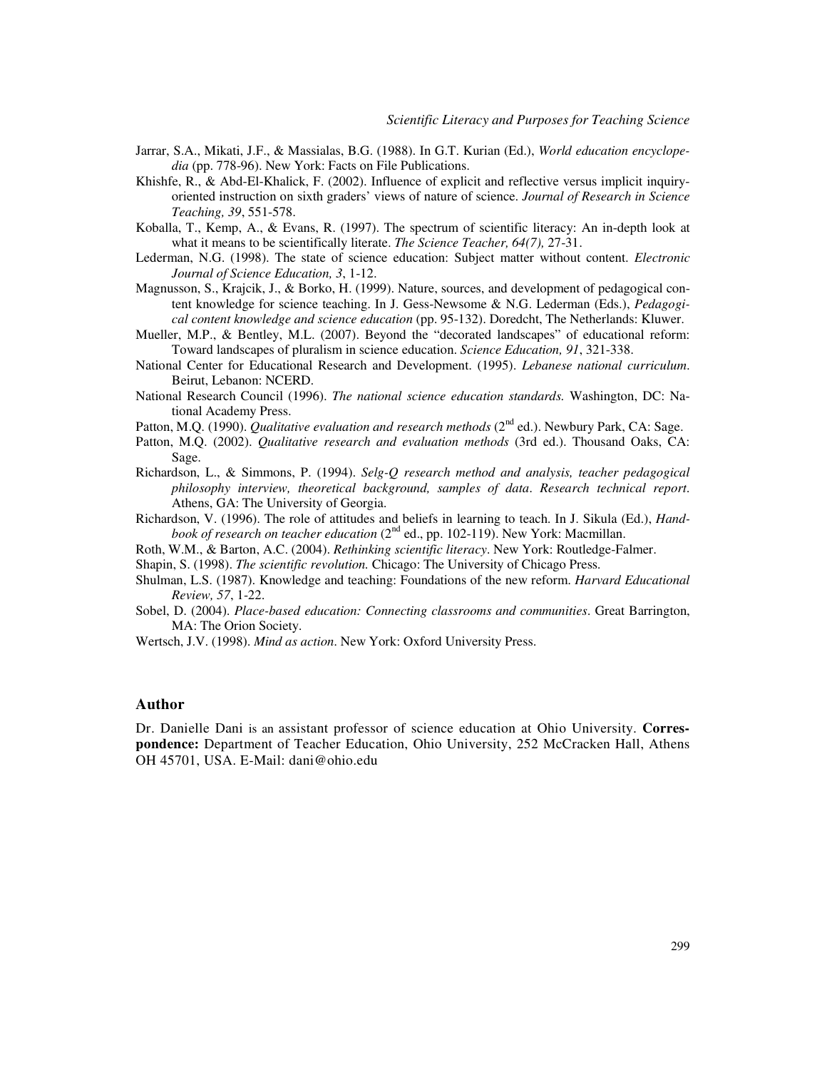Jarrar, S.A., Mikati, J.F., & Massialas, B.G. (1988). In G.T. Kurian (Ed.), *World education encyclopedia* (pp. 778-96). New York: Facts on File Publications.

Khishfe, R., & Abd-El-Khalick, F. (2002). Influence of explicit and reflective versus implicit inquiry-oriented instruction on sixth graders' views of nature of science. *Journal of Research in Science Teaching, 39*, 551-578.

Koballa, T., Kemp, A., & Evans, R. (1997). The spectrum of scientific literacy: An in-depth look at what it means to be scientifically literate. *The Science Teacher, 64(7),* 27-31.

Lederman, N.G. (1998). The state of science education: Subject matter without content. *Electronic Journal of Science Education, 3*, 1-12.

Magnusson, S., Krajcik, J., & Borko, H. (1999). Nature, sources, and development of pedagogical content knowledge for science teaching. In J. Gess-Newsome & N.G. Lederman (Eds.), *Pedagogical content knowledge and science education* (pp. 95-132). Doredcht, The Netherlands: Kluwer.

Mueller, M.P., & Bentley, M.L. (2007). Beyond the "decorated landscapes" of educational reform: Toward landscapes of pluralism in science education. *Science Education, 91*, 321-338.

National Center for Educational Research and Development. (1995). *Lebanese national curriculum*. Beirut, Lebanon: NCERD.

National Research Council (1996). *The national science education standards.* Washington, DC: National Academy Press.

Patton, M.Q. (1990). *Qualitative evaluation and research methods* (2nd ed.). Newbury Park, CA: Sage.

Patton, M.Q. (2002). *Qualitative research and evaluation methods* (3rd ed.). Thousand Oaks, CA: Sage.

Richardson, L., & Simmons, P. (1994). *Selg-Q research method and analysis, teacher pedagogical philosophy interview, theoretical background, samples of data*. *Research technical report*. Athens, GA: The University of Georgia.

Richardson, V. (1996). The role of attitudes and beliefs in learning to teach. In J. Sikula (Ed.), *Handbook of research on teacher education* (2nd ed., pp. 102-119). New York: Macmillan.

Roth, W.M., & Barton, A.C. (2004). *Rethinking scientific literacy*. New York: Routledge-Falmer.

Shapin, S. (1998). *The scientific revolution.* Chicago: The University of Chicago Press.

Shulman, L.S. (1987). Knowledge and teaching: Foundations of the new reform. *Harvard Educational Review, 57*, 1-22.

Sobel, D. (2004). *Place-based education: Connecting classrooms and communities*. Great Barrington, MA: The Orion Society.

Wertsch, J.V. (1998). *Mind as action*. New York: Oxford University Press.

## Author

Dr. Danielle Dani is an assistant professor of science education at Ohio University. **Correspondence:** Department of Teacher Education, Ohio University, 252 McCracken Hall, Athens OH 45701, USA. E-Mail: dani@ohio.edu